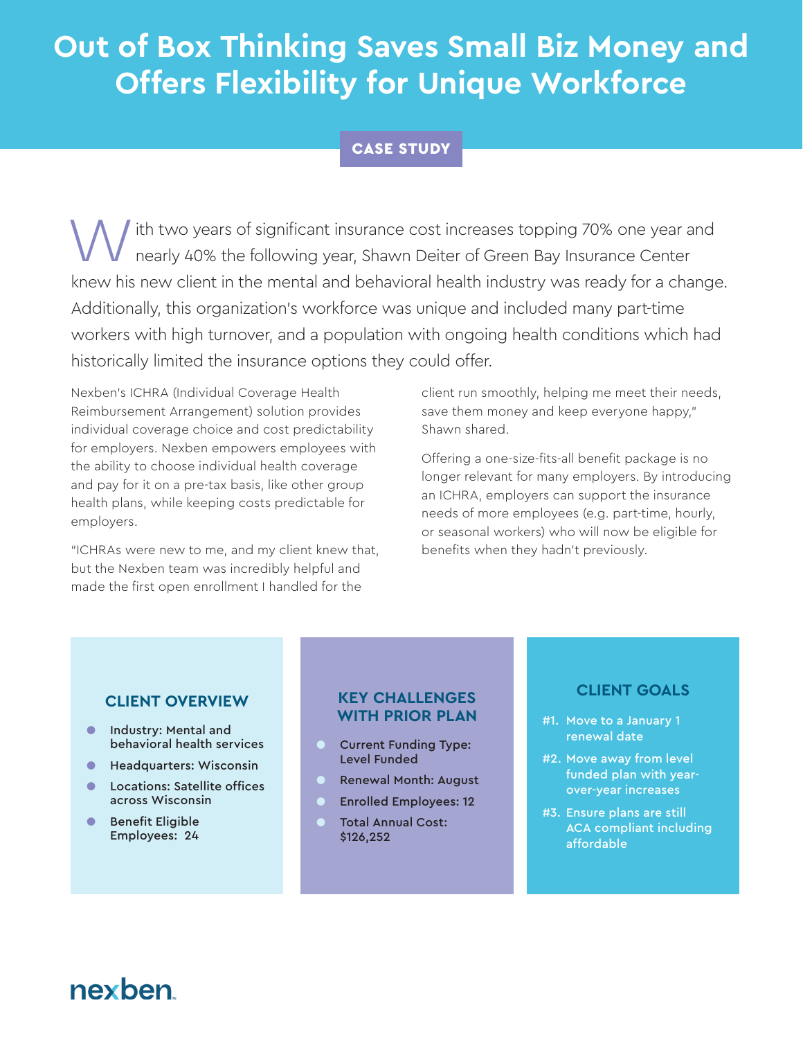# Out of Box Thinking Saves Small Biz Money and Offers Flexibility for Unique Workforce

**CASE STUDY**

With two years of significant insurance cost increases topping 70% one year and nearly 40% the following year, Shawn Deiter of Green Bay Insurance Center knew his new client in the mental and behavioral health industry was ready for a change. Additionally, this organization's workforce was unique and included many part-time workers with high turnover, and a population with ongoing health conditions which had historically limited the insurance options they could offer.

Nexben's ICHRA (Individual Coverage Health Reimbursement Arrangement) solution provides individual coverage choice and cost predictability for employers. Nexben empowers employees with the ability to choose individual health coverage and pay for it on a pre-tax basis, like other group health plans, while keeping costs predictable for employers.

"ICHRAs were new to me, and my client knew that, but the Nexben team was incredibly helpful and made the first open enrollment I handled for the client run smoothly, helping me meet their needs, save them money and keep everyone happy," Shawn shared.

Offering a one-size-fits-all benefit package is no longer relevant for many employers. By introducing an ICHRA, employers can support the insurance needs of more employees (e.g. part-time, hourly, or seasonal workers) who will now be eligible for benefits when they hadn't previously.

## CLIENT OVERVIEW

- Industry: Mental and behavioral health services
- Headquarters: Wisconsin
- Locations: Satellite offices across Wisconsin
- Benefit Eligible Employees: 24

## KEY CHALLENGES WITH PRIOR PLAN

- Current Funding Type: Level Funded
- Renewal Month: August
- Enrolled Employees: 12
- Total Annual Cost: $126,252

## CLIENT GOALS

#1. Move to a January 1 renewal date

#2. Move away from level funded plan with year-over-year increases

#3. Ensure plans are still ACA compliant including affordable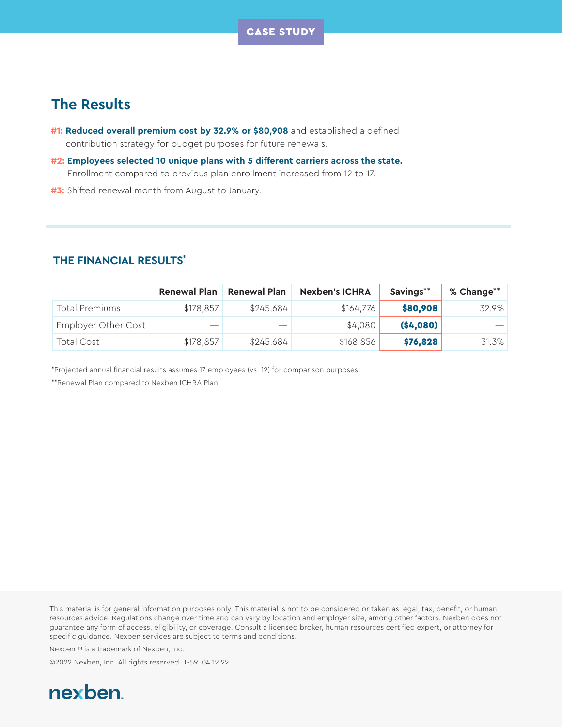CASE STUDY

## The Results

**#1: Reduced overall premium cost by 32.9% or $80,908** and established a defined contribution strategy for budget purposes for future renewals.

**#2: Employees selected 10 unique plans with 5 different carriers across the state.** Enrollment compared to previous plan enrollment increased from 12 to 17.

**#3:** Shifted renewal month from August to January.

### THE FINANCIAL RESULTS*

| | Renewal Plan | Renewal Plan | Nexben's ICHRA | Savings** | % Change** |
|---|---|---|---|---|---|
| Total Premiums | $178,857 | $245,684 | $164,776 | **$80,908** | 32.9% |
| Employer Other Cost | — | — | $4,080 | **($4,080)** | — |
| Total Cost | $178,857 | $245,684 | $168,856 | **$76,828** | 31.3% |

*Projected annual financial results assumes 17 employees (vs. 12) for comparison purposes.

**Renewal Plan compared to Nexben ICHRA Plan.

This material is for general information purposes only. This material is not to be considered or taken as legal, tax, benefit, or human resources advice. Regulations change over time and can vary by location and employer size, among other factors. Nexben does not guarantee any form of access, eligibility, or coverage. Consult a licensed broker, human resources certified expert, or attorney for specific guidance. Nexben services are subject to terms and conditions.

Nexben™ is a trademark of Nexben, Inc.

©2022 Nexben, Inc. All rights reserved. T-59_04.12.22

nexben